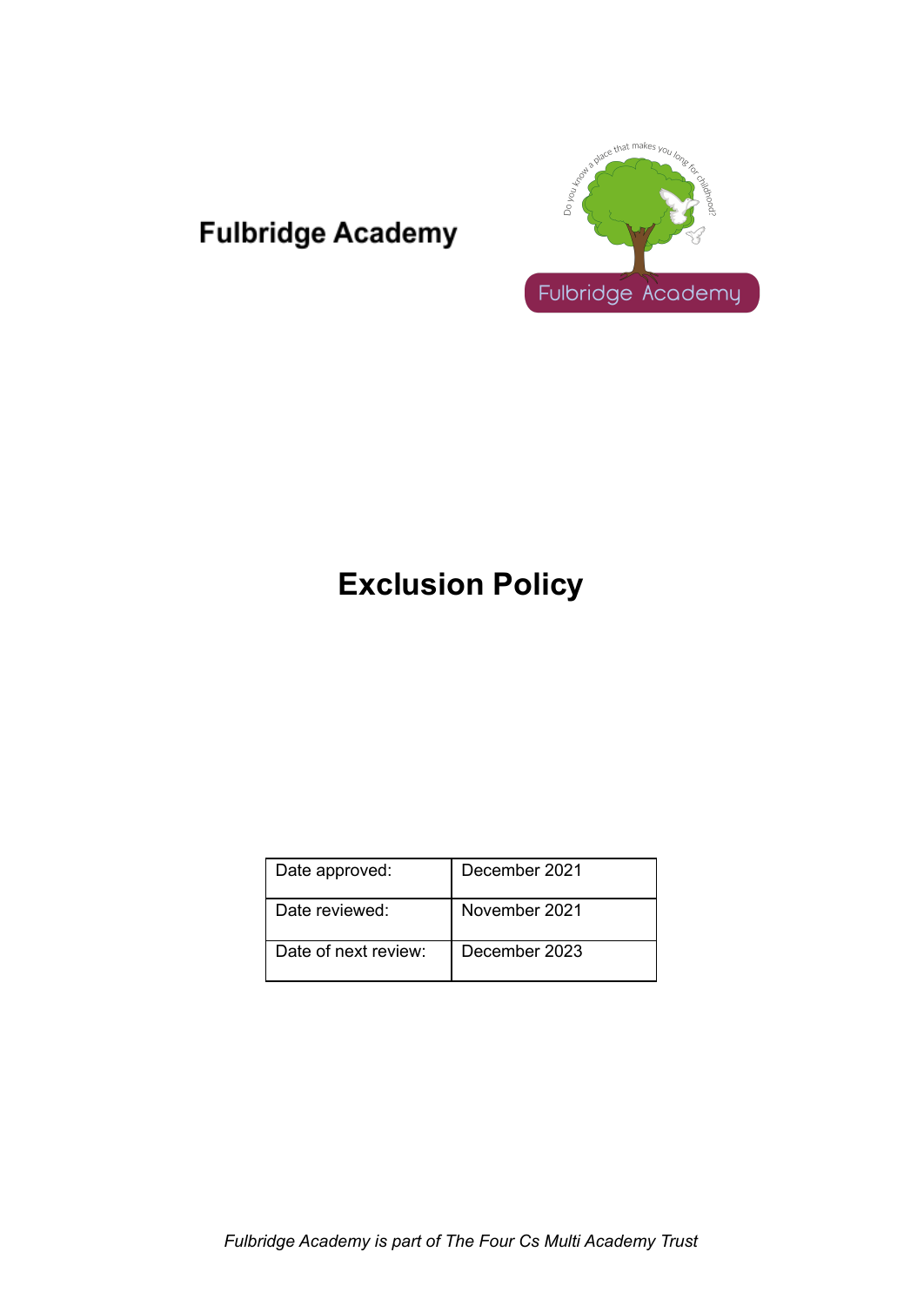**Fulbridge Academy**

# Exclusion Policy

| Date approved: | December 2021 |
|---|---|
| Date reviewed: | November 2021 |
| Date of next review: | December 2023 |

*Fulbridge Academy is part of The Four Cs Multi Academy Trust*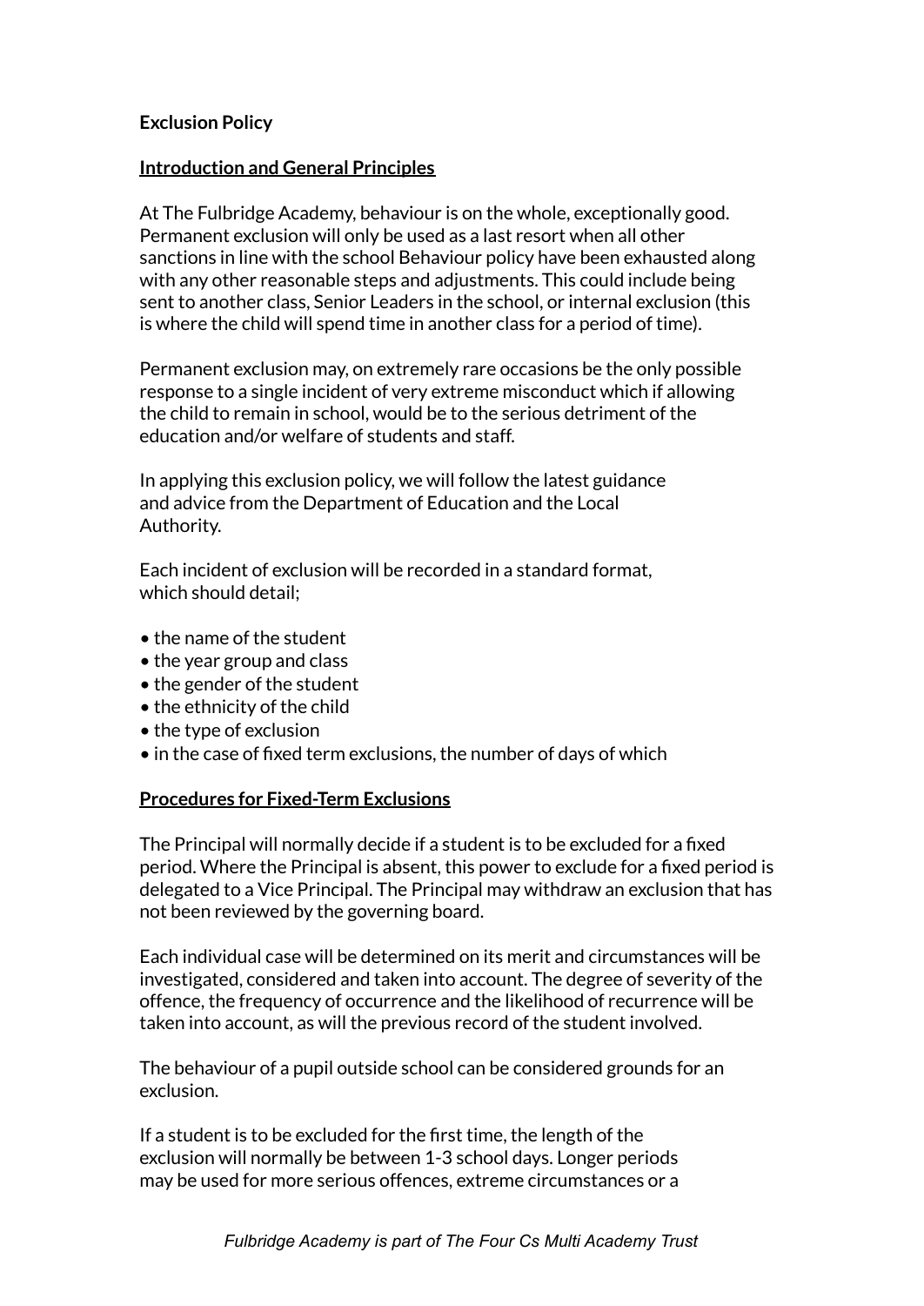**Exclusion Policy**

**Introduction and General Principles**

At The Fulbridge Academy, behaviour is on the whole, exceptionally good. Permanent exclusion will only be used as a last resort when all other sanctions in line with the school Behaviour policy have been exhausted along with any other reasonable steps and adjustments. This could include being sent to another class, Senior Leaders in the school, or internal exclusion (this is where the child will spend time in another class for a period of time).

Permanent exclusion may, on extremely rare occasions be the only possible response to a single incident of very extreme misconduct which if allowing the child to remain in school, would be to the serious detriment of the education and/or welfare of students and staff.

In applying this exclusion policy, we will follow the latest guidance and advice from the Department of Education and the Local Authority.

Each incident of exclusion will be recorded in a standard format, which should detail;

- the name of the student
- the year group and class
- the gender of the student
- the ethnicity of the child
- the type of exclusion
- in the case of fixed term exclusions, the number of days of which

**Procedures for Fixed-Term Exclusions**

The Principal will normally decide if a student is to be excluded for a fixed period. Where the Principal is absent, this power to exclude for a fixed period is delegated to a Vice Principal. The Principal may withdraw an exclusion that has not been reviewed by the governing board.

Each individual case will be determined on its merit and circumstances will be investigated, considered and taken into account. The degree of severity of the offence, the frequency of occurrence and the likelihood of recurrence will be taken into account, as will the previous record of the student involved.

The behaviour of a pupil outside school can be considered grounds for an exclusion.

If a student is to be excluded for the first time, the length of the exclusion will normally be between 1-3 school days. Longer periods may be used for more serious offences, extreme circumstances or a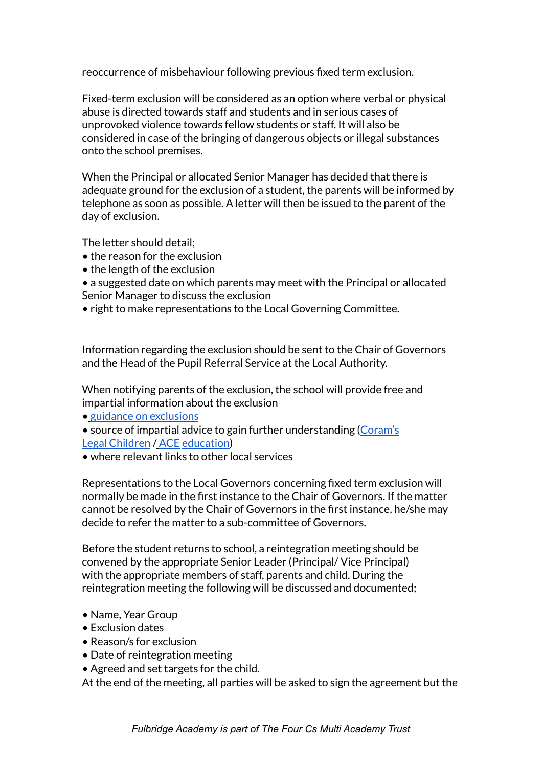reoccurrence of misbehaviour following previous fixed term exclusion.

Fixed-term exclusion will be considered as an option where verbal or physical abuse is directed towards staff and students and in serious cases of unprovoked violence towards fellow students or staff. It will also be considered in case of the bringing of dangerous objects or illegal substances onto the school premises.

When the Principal or allocated Senior Manager has decided that there is adequate ground for the exclusion of a student, the parents will be informed by telephone as soon as possible. A letter will then be issued to the parent of the day of exclusion.

The letter should detail;

- the reason for the exclusion
- the length of the exclusion
- a suggested date on which parents may meet with the Principal or allocated Senior Manager to discuss the exclusion
- right to make representations to the Local Governing Committee.

Information regarding the exclusion should be sent to the Chair of Governors and the Head of the Pupil Referral Service at the Local Authority.

When notifying parents of the exclusion, the school will provide free and impartial information about the exclusion

- guidance on exclusions
- source of impartial advice to gain further understanding (Coram's Legal Children / ACE education)
- where relevant links to other local services

Representations to the Local Governors concerning fixed term exclusion will normally be made in the first instance to the Chair of Governors. If the matter cannot be resolved by the Chair of Governors in the first instance, he/she may decide to refer the matter to a sub-committee of Governors.

Before the student returns to school, a reintegration meeting should be convened by the appropriate Senior Leader (Principal/ Vice Principal) with the appropriate members of staff, parents and child. During the reintegration meeting the following will be discussed and documented;

- Name, Year Group
- Exclusion dates
- Reason/s for exclusion
- Date of reintegration meeting
- Agreed and set targets for the child.

At the end of the meeting, all parties will be asked to sign the agreement but the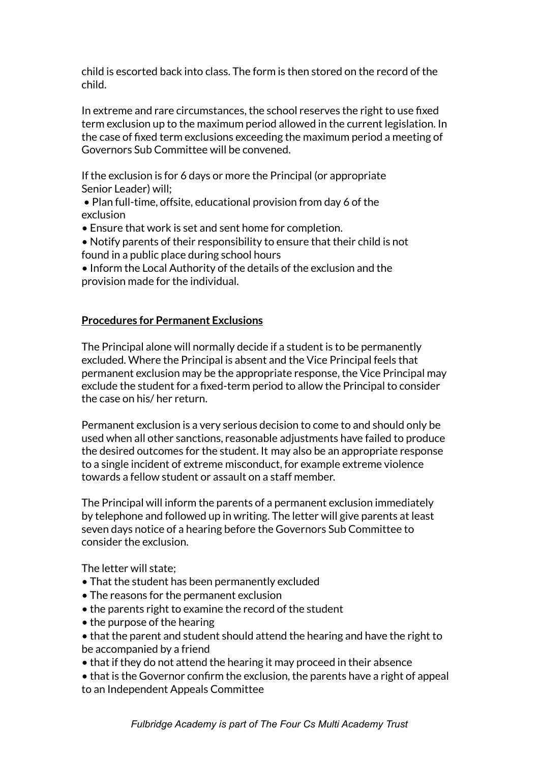child is escorted back into class. The form is then stored on the record of the child.

In extreme and rare circumstances, the school reserves the right to use fixed term exclusion up to the maximum period allowed in the current legislation. In the case of fixed term exclusions exceeding the maximum period a meeting of Governors Sub Committee will be convened.

If the exclusion is for 6 days or more the Principal (or appropriate Senior Leader) will;

- Plan full-time, offsite, educational provision from day 6 of the exclusion
- Ensure that work is set and sent home for completion.
- Notify parents of their responsibility to ensure that their child is not found in a public place during school hours
- Inform the Local Authority of the details of the exclusion and the provision made for the individual.

**Procedures for Permanent Exclusions**

The Principal alone will normally decide if a student is to be permanently excluded. Where the Principal is absent and the Vice Principal feels that permanent exclusion may be the appropriate response, the Vice Principal may exclude the student for a fixed-term period to allow the Principal to consider the case on his/ her return.

Permanent exclusion is a very serious decision to come to and should only be used when all other sanctions, reasonable adjustments have failed to produce the desired outcomes for the student. It may also be an appropriate response to a single incident of extreme misconduct, for example extreme violence towards a fellow student or assault on a staff member.

The Principal will inform the parents of a permanent exclusion immediately by telephone and followed up in writing. The letter will give parents at least seven days notice of a hearing before the Governors Sub Committee to consider the exclusion.

The letter will state;

- That the student has been permanently excluded
- The reasons for the permanent exclusion
- the parents right to examine the record of the student
- the purpose of the hearing
- that the parent and student should attend the hearing and have the right to be accompanied by a friend
- that if they do not attend the hearing it may proceed in their absence
- that is the Governor confirm the exclusion, the parents have a right of appeal to an Independent Appeals Committee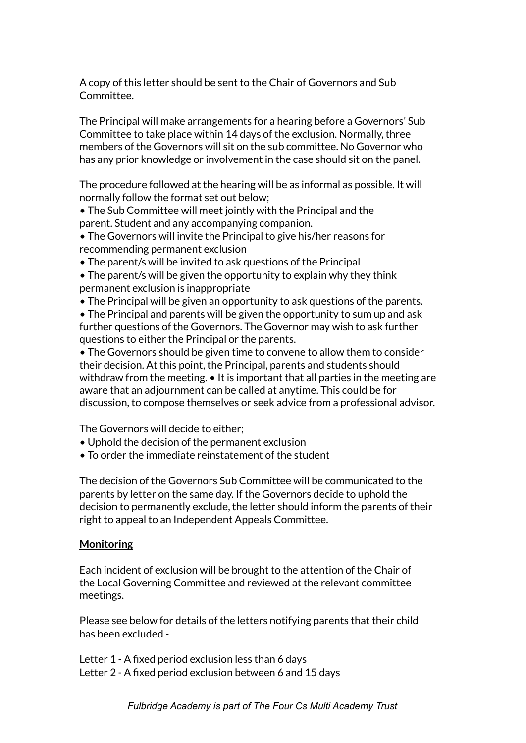A copy of this letter should be sent to the Chair of Governors and Sub Committee.

The Principal will make arrangements for a hearing before a Governors' Sub Committee to take place within 14 days of the exclusion. Normally, three members of the Governors will sit on the sub committee. No Governor who has any prior knowledge or involvement in the case should sit on the panel.

The procedure followed at the hearing will be as informal as possible. It will normally follow the format set out below;

- The Sub Committee will meet jointly with the Principal and the parent. Student and any accompanying companion.
- The Governors will invite the Principal to give his/her reasons for recommending permanent exclusion
- The parent/s will be invited to ask questions of the Principal
- The parent/s will be given the opportunity to explain why they think permanent exclusion is inappropriate
- The Principal will be given an opportunity to ask questions of the parents.
- The Principal and parents will be given the opportunity to sum up and ask further questions of the Governors. The Governor may wish to ask further questions to either the Principal or the parents.
- The Governors should be given time to convene to allow them to consider their decision. At this point, the Principal, parents and students should withdraw from the meeting.
- It is important that all parties in the meeting are aware that an adjournment can be called at anytime. This could be for discussion, to compose themselves or seek advice from a professional advisor.

The Governors will decide to either;

- Uphold the decision of the permanent exclusion
- To order the immediate reinstatement of the student

The decision of the Governors Sub Committee will be communicated to the parents by letter on the same day. If the Governors decide to uphold the decision to permanently exclude, the letter should inform the parents of their right to appeal to an Independent Appeals Committee.

**Monitoring**

Each incident of exclusion will be brought to the attention of the Chair of the Local Governing Committee and reviewed at the relevant committee meetings.

Please see below for details of the letters notifying parents that their child has been excluded -

Letter 1 - A fixed period exclusion less than 6 days
Letter 2 - A fixed period exclusion between 6 and 15 days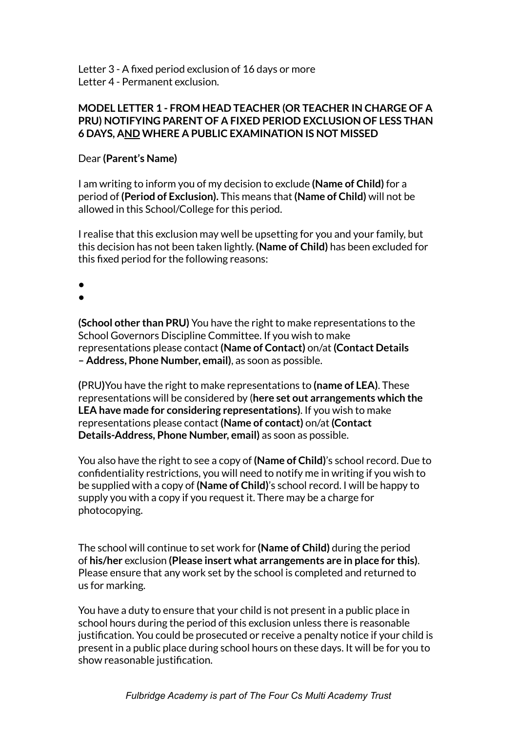Letter 3 - A fixed period exclusion of 16 days or more
Letter 4 - Permanent exclusion.

**MODEL LETTER 1 - FROM HEAD TEACHER (OR TEACHER IN CHARGE OF A PRU) NOTIFYING PARENT OF A FIXED PERIOD EXCLUSION OF LESS THAN 6 DAYS, AND WHERE A PUBLIC EXAMINATION IS NOT MISSED**

Dear **(Parent's Name)**

I am writing to inform you of my decision to exclude **(Name of Child)** for a period of **(Period of Exclusion).** This means that **(Name of Child)** will not be allowed in this School/College for this period.

I realise that this exclusion may well be upsetting for you and your family, but this decision has not been taken lightly. **(Name of Child)** has been excluded for this fixed period for the following reasons:

- 
- 

**(School other than PRU)** You have the right to make representations to the School Governors Discipline Committee. If you wish to make representations please contact **(Name of Contact)** on/at **(Contact Details – Address, Phone Number, email)**, as soon as possible.

**(**PRU**)**You have the right to make representations to **(name of LEA)**. These representations will be considered by (**here set out arrangements which the LEA have made for considering representations)**. If you wish to make representations please contact **(Name of contact)** on/at **(Contact Details-Address, Phone Number, email)** as soon as possible.

You also have the right to see a copy of **(Name of Child)**'s school record. Due to confidentiality restrictions, you will need to notify me in writing if you wish to be supplied with a copy of **(Name of Child)**'s school record. I will be happy to supply you with a copy if you request it. There may be a charge for photocopying.

The school will continue to set work for **(Name of Child)** during the period of **his/her** exclusion **(Please insert what arrangements are in place for this)**. Please ensure that any work set by the school is completed and returned to us for marking.

You have a duty to ensure that your child is not present in a public place in school hours during the period of this exclusion unless there is reasonable justification. You could be prosecuted or receive a penalty notice if your child is present in a public place during school hours on these days. It will be for you to show reasonable justification.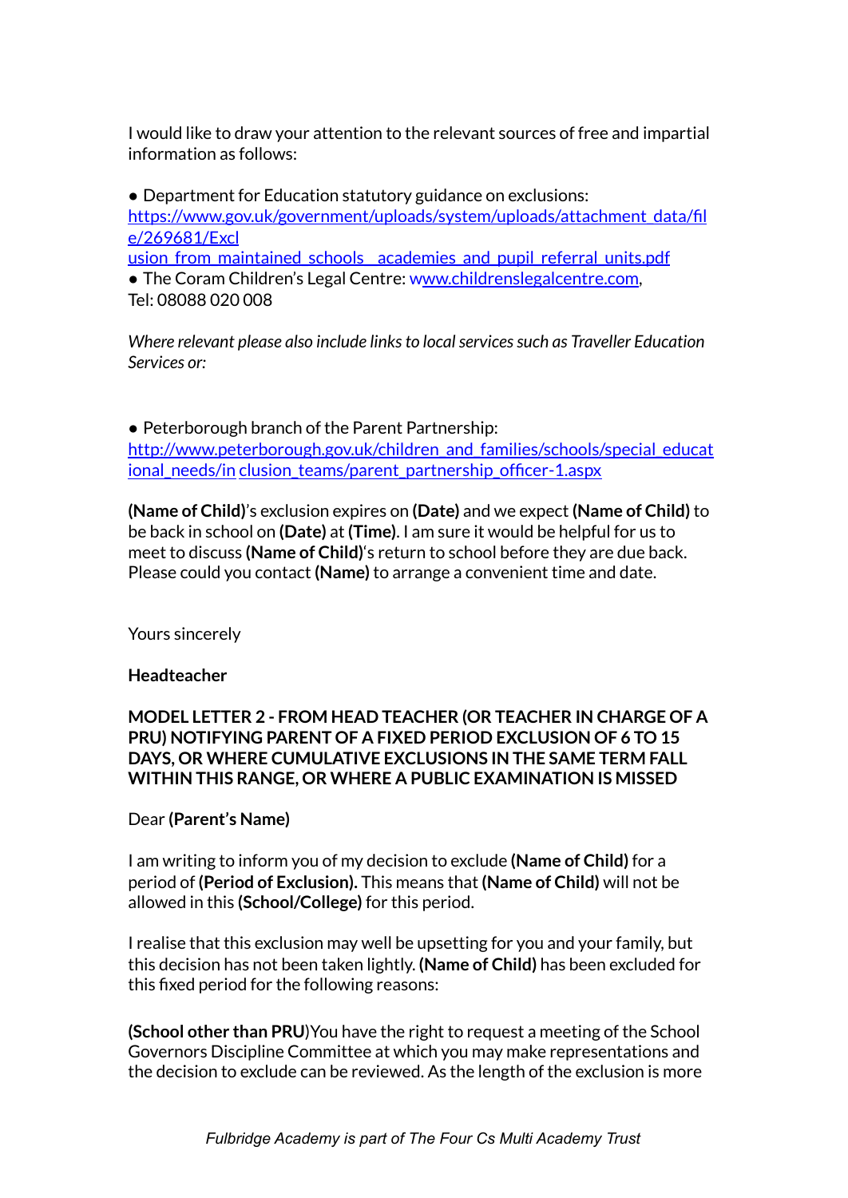I would like to draw your attention to the relevant sources of free and impartial information as follows:

- Department for Education statutory guidance on exclusions: [https://www.gov.uk/government/uploads/system/uploads/attachment_data/file/269681/Exclusion_from_maintained_schools__academies_and_pupil_referral_units.pdf](https://www.gov.uk/government/uploads/system/uploads/attachment_data/file/269681/Exclusion_from_maintained_schools__academies_and_pupil_referral_units.pdf)
- The Coram Children's Legal Centre: [www.childrenslegalcentre.com](http://www.childrenslegalcentre.com), Tel: 08088 020 008

*Where relevant please also include links to local services such as Traveller Education Services or:*

- Peterborough branch of the Parent Partnership: [http://www.peterborough.gov.uk/children_and_families/schools/special_educational_needs/inclusion_teams/parent_partnership_officer-1.aspx](http://www.peterborough.gov.uk/children_and_families/schools/special_educational_needs/inclusion_teams/parent_partnership_officer-1.aspx)

**(Name of Child)**'s exclusion expires on **(Date)** and we expect **(Name of Child)** to be back in school on **(Date)** at **(Time)**. I am sure it would be helpful for us to meet to discuss **(Name of Child)**'s return to school before they are due back. Please could you contact **(Name)** to arrange a convenient time and date.

Yours sincerely

**Headteacher**

**MODEL LETTER 2 - FROM HEAD TEACHER (OR TEACHER IN CHARGE OF A PRU) NOTIFYING PARENT OF A FIXED PERIOD EXCLUSION OF 6 TO 15 DAYS, OR WHERE CUMULATIVE EXCLUSIONS IN THE SAME TERM FALL WITHIN THIS RANGE, OR WHERE A PUBLIC EXAMINATION IS MISSED**

Dear **(Parent's Name)**

I am writing to inform you of my decision to exclude **(Name of Child)** for a period of **(Period of Exclusion).** This means that **(Name of Child)** will not be allowed in this **(School/College)** for this period.

I realise that this exclusion may well be upsetting for you and your family, but this decision has not been taken lightly. **(Name of Child)** has been excluded for this fixed period for the following reasons:

**(School other than PRU)**You have the right to request a meeting of the School Governors Discipline Committee at which you may make representations and the decision to exclude can be reviewed. As the length of the exclusion is more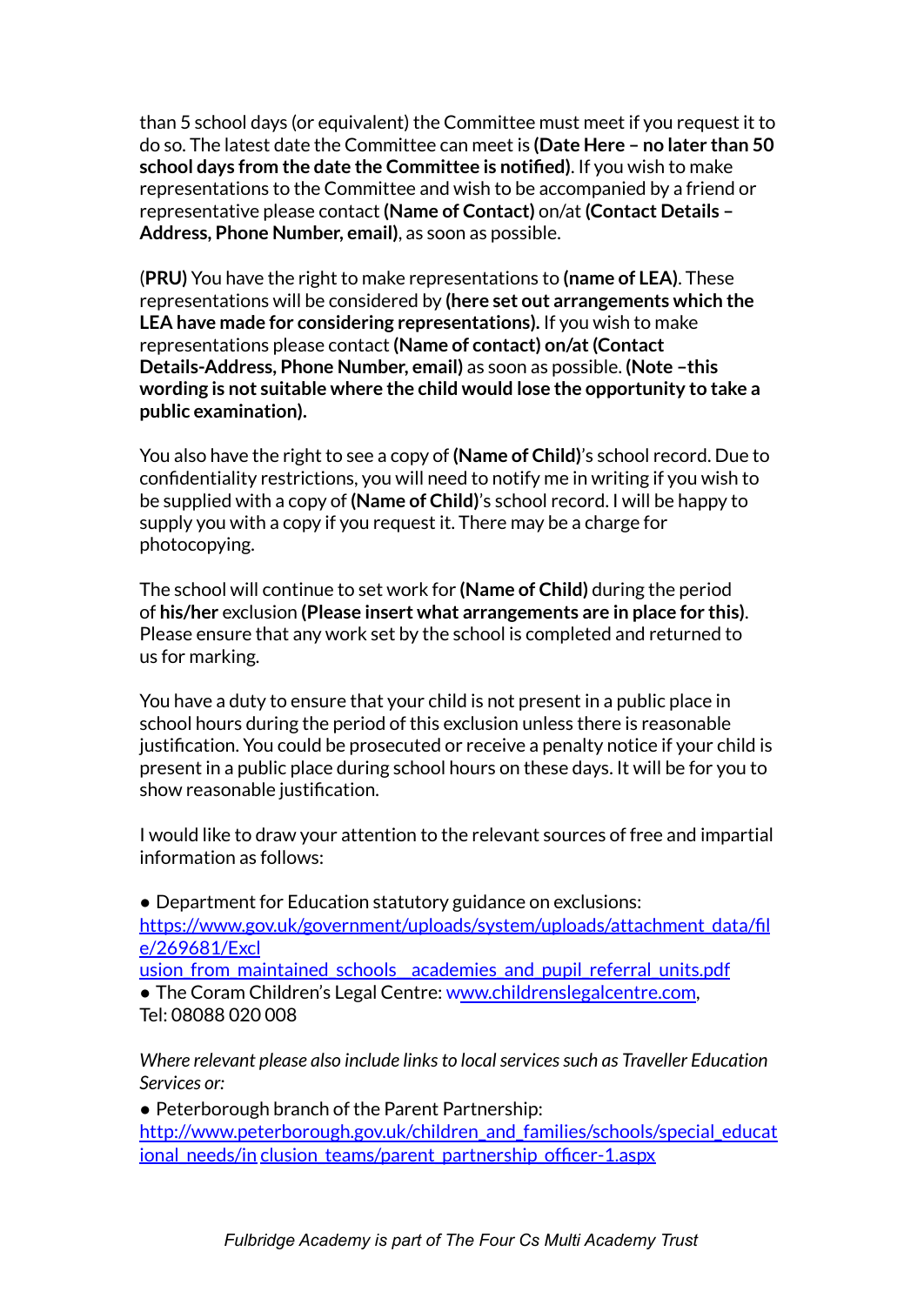than 5 school days (or equivalent) the Committee must meet if you request it to do so. The latest date the Committee can meet is **(Date Here – no later than 50 school days from the date the Committee is notified)**. If you wish to make representations to the Committee and wish to be accompanied by a friend or representative please contact **(Name of Contact)** on/at **(Contact Details – Address, Phone Number, email)**, as soon as possible.

(**PRU)** You have the right to make representations to **(name of LEA)**. These representations will be considered by **(here set out arrangements which the LEA have made for considering representations).** If you wish to make representations please contact **(Name of contact) on/at (Contact Details-Address, Phone Number, email)** as soon as possible. **(Note –this wording is not suitable where the child would lose the opportunity to take a public examination).**

You also have the right to see a copy of **(Name of Child)**'s school record. Due to confidentiality restrictions, you will need to notify me in writing if you wish to be supplied with a copy of **(Name of Child)**'s school record. I will be happy to supply you with a copy if you request it. There may be a charge for photocopying.

The school will continue to set work for **(Name of Child)** during the period of **his/her** exclusion **(Please insert what arrangements are in place for this)**. Please ensure that any work set by the school is completed and returned to us for marking.

You have a duty to ensure that your child is not present in a public place in school hours during the period of this exclusion unless there is reasonable justification. You could be prosecuted or receive a penalty notice if your child is present in a public place during school hours on these days. It will be for you to show reasonable justification.

I would like to draw your attention to the relevant sources of free and impartial information as follows:

- Department for Education statutory guidance on exclusions: https://www.gov.uk/government/uploads/system/uploads/attachment_data/file/269681/Exclusion_from_maintained_schools__academies_and_pupil_referral_units.pdf
- The Coram Children's Legal Centre: www.childrenslegalcentre.com, Tel: 08088 020 008

*Where relevant please also include links to local services such as Traveller Education Services or:*

- Peterborough branch of the Parent Partnership: http://www.peterborough.gov.uk/children_and_families/schools/special_educational_needs/inclusion_teams/parent_partnership_officer-1.aspx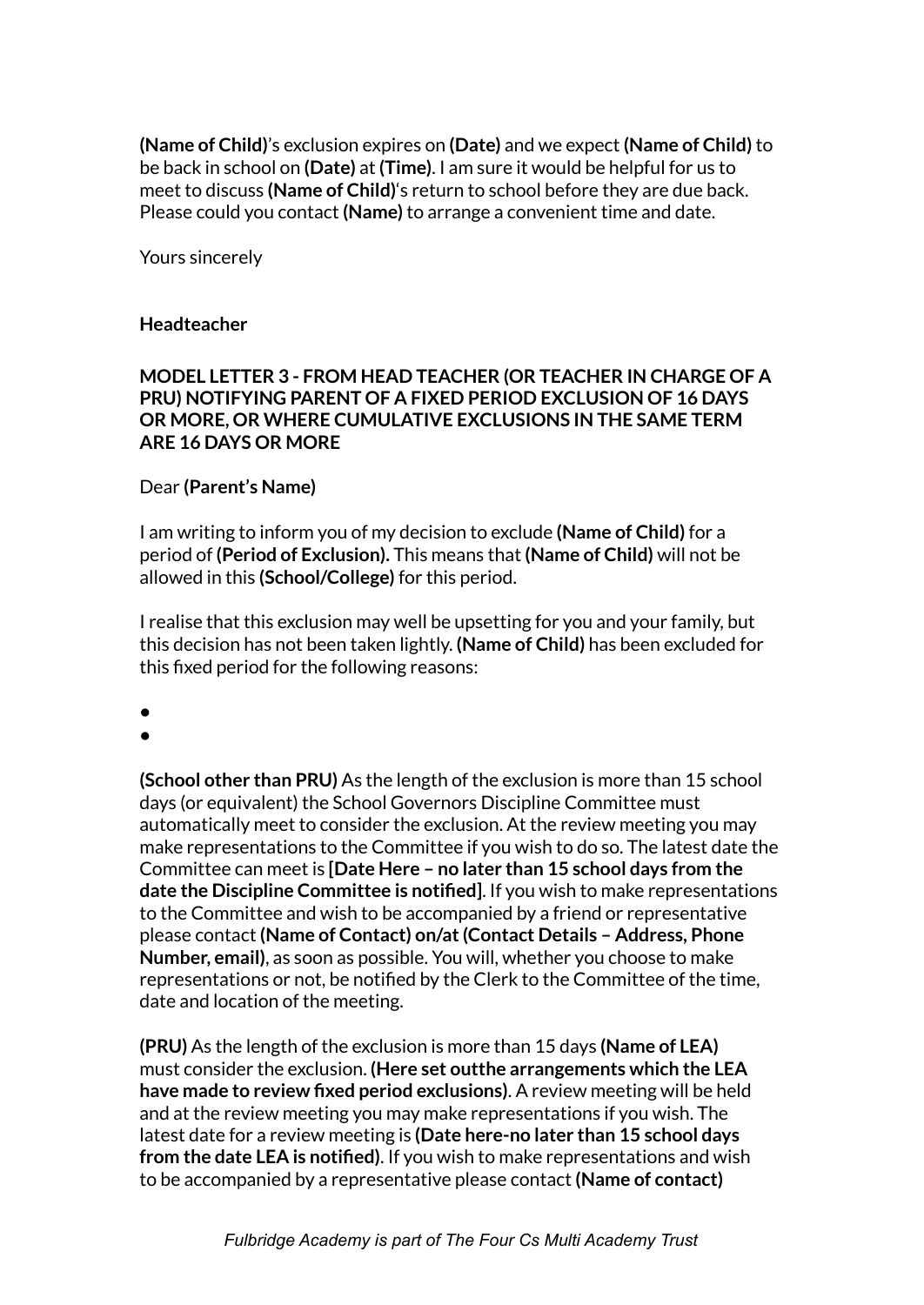**(Name of Child)**'s exclusion expires on **(Date)** and we expect **(Name of Child)** to be back in school on **(Date)** at **(Time)**. I am sure it would be helpful for us to meet to discuss **(Name of Child)**'s return to school before they are due back. Please could you contact **(Name)** to arrange a convenient time and date.

Yours sincerely

**Headteacher**

**MODEL LETTER 3 - FROM HEAD TEACHER (OR TEACHER IN CHARGE OF A PRU) NOTIFYING PARENT OF A FIXED PERIOD EXCLUSION OF 16 DAYS OR MORE, OR WHERE CUMULATIVE EXCLUSIONS IN THE SAME TERM ARE 16 DAYS OR MORE**

Dear **(Parent's Name)**

I am writing to inform you of my decision to exclude **(Name of Child)** for a period of **(Period of Exclusion).** This means that **(Name of Child)** will not be allowed in this **(School/College)** for this period.

I realise that this exclusion may well be upsetting for you and your family, but this decision has not been taken lightly. **(Name of Child)** has been excluded for this fixed period for the following reasons:

- 
- 

**(School other than PRU)** As the length of the exclusion is more than 15 school days (or equivalent) the School Governors Discipline Committee must automatically meet to consider the exclusion. At the review meeting you may make representations to the Committee if you wish to do so. The latest date the Committee can meet is **[Date Here – no later than 15 school days from the date the Discipline Committee is notified]**. If you wish to make representations to the Committee and wish to be accompanied by a friend or representative please contact **(Name of Contact) on/at (Contact Details – Address, Phone Number, email)**, as soon as possible. You will, whether you choose to make representations or not, be notified by the Clerk to the Committee of the time, date and location of the meeting.

**(PRU)** As the length of the exclusion is more than 15 days **(Name of LEA)** must consider the exclusion. **(Here set outthe arrangements which the LEA have made to review fixed period exclusions)**. A review meeting will be held and at the review meeting you may make representations if you wish. The latest date for a review meeting is **(Date here-no later than 15 school days from the date LEA is notified)**. If you wish to make representations and wish to be accompanied by a representative please contact **(Name of contact)**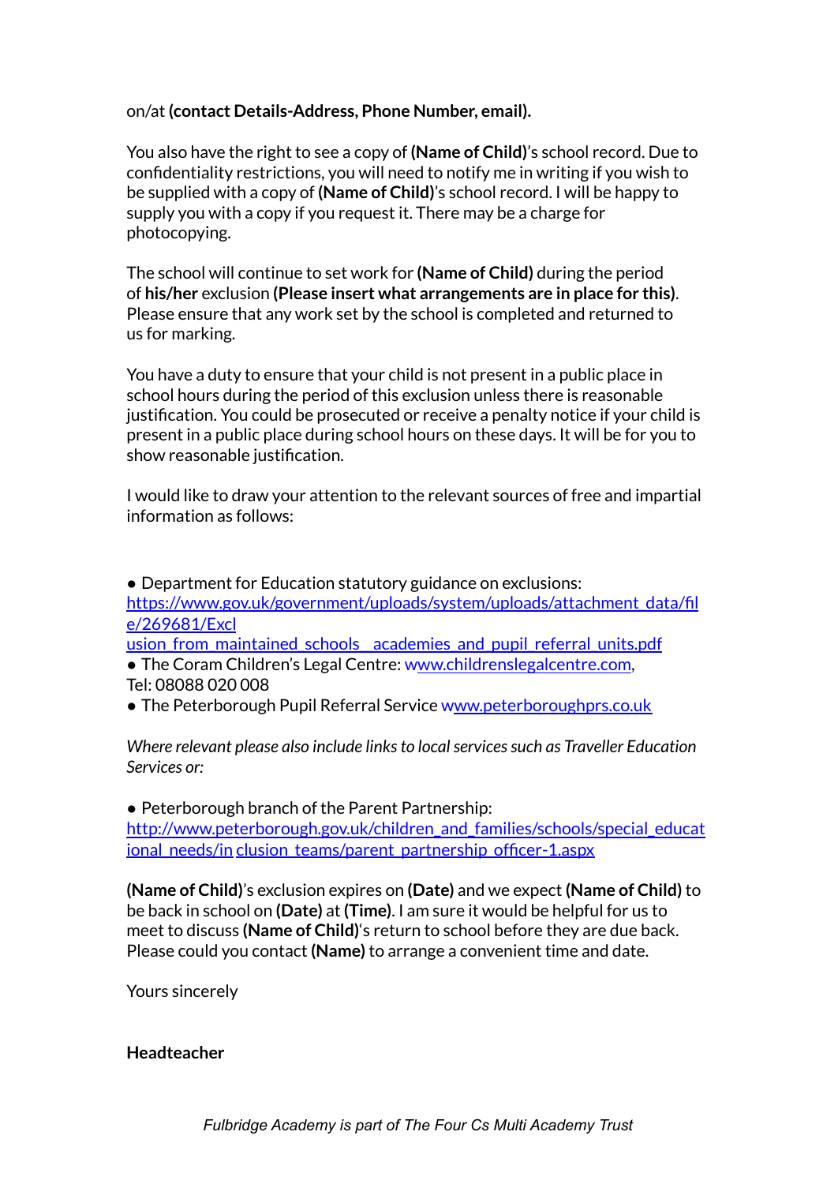on/at **(contact Details-Address, Phone Number, email).**

You also have the right to see a copy of **(Name of Child)**'s school record. Due to confidentiality restrictions, you will need to notify me in writing if you wish to be supplied with a copy of **(Name of Child)**'s school record. I will be happy to supply you with a copy if you request it. There may be a charge for photocopying.

The school will continue to set work for **(Name of Child)** during the period of **his/her** exclusion **(Please insert what arrangements are in place for this)**. Please ensure that any work set by the school is completed and returned to us for marking.

You have a duty to ensure that your child is not present in a public place in school hours during the period of this exclusion unless there is reasonable justification. You could be prosecuted or receive a penalty notice if your child is present in a public place during school hours on these days. It will be for you to show reasonable justification.

I would like to draw your attention to the relevant sources of free and impartial information as follows:

● Department for Education statutory guidance on exclusions: https://www.gov.uk/government/uploads/system/uploads/attachment_data/file/269681/Exclusion_from_maintained_schools__academies_and_pupil_referral_units.pdf
● The Coram Children's Legal Centre: www.childrenslegalcentre.com, Tel: 08088 020 008
● The Peterborough Pupil Referral Service www.peterboroughprs.co.uk

*Where relevant please also include links to local services such as Traveller Education Services or:*

● Peterborough branch of the Parent Partnership: http://www.peterborough.gov.uk/children_and_families/schools/special_educational_needs/inclusion_teams/parent_partnership_officer-1.aspx

**(Name of Child)**'s exclusion expires on **(Date)** and we expect **(Name of Child)** to be back in school on **(Date)** at **(Time)**. I am sure it would be helpful for us to meet to discuss **(Name of Child)**'s return to school before they are due back. Please could you contact **(Name)** to arrange a convenient time and date.

Yours sincerely

**Headteacher**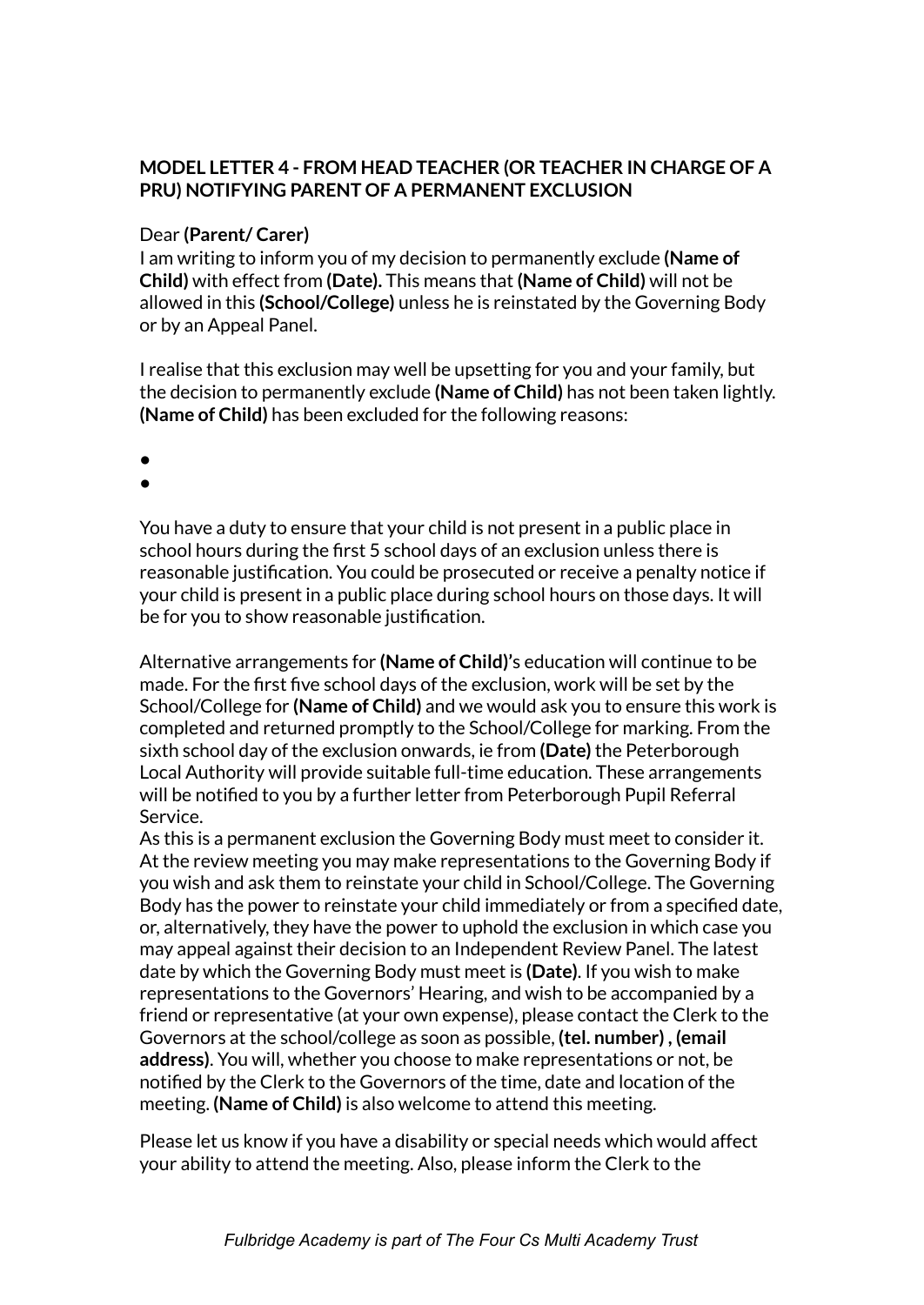**MODEL LETTER 4 - FROM HEAD TEACHER (OR TEACHER IN CHARGE OF A PRU) NOTIFYING PARENT OF A PERMANENT EXCLUSION**

Dear **(Parent/ Carer)**
I am writing to inform you of my decision to permanently exclude **(Name of Child)** with effect from **(Date).** This means that **(Name of Child)** will not be allowed in this **(School/College)** unless he is reinstated by the Governing Body or by an Appeal Panel.

I realise that this exclusion may well be upsetting for you and your family, but the decision to permanently exclude **(Name of Child)** has not been taken lightly. **(Name of Child)** has been excluded for the following reasons:

- 
- 

You have a duty to ensure that your child is not present in a public place in school hours during the first 5 school days of an exclusion unless there is reasonable justification. You could be prosecuted or receive a penalty notice if your child is present in a public place during school hours on those days. It will be for you to show reasonable justification.

Alternative arrangements for **(Name of Child)'**s education will continue to be made. For the first five school days of the exclusion, work will be set by the School/College for **(Name of Child)** and we would ask you to ensure this work is completed and returned promptly to the School/College for marking. From the sixth school day of the exclusion onwards, ie from **(Date)** the Peterborough Local Authority will provide suitable full-time education. These arrangements will be notified to you by a further letter from Peterborough Pupil Referral Service.
As this is a permanent exclusion the Governing Body must meet to consider it. At the review meeting you may make representations to the Governing Body if you wish and ask them to reinstate your child in School/College. The Governing Body has the power to reinstate your child immediately or from a specified date, or, alternatively, they have the power to uphold the exclusion in which case you may appeal against their decision to an Independent Review Panel. The latest date by which the Governing Body must meet is **(Date)**. If you wish to make representations to the Governors' Hearing, and wish to be accompanied by a friend or representative (at your own expense), please contact the Clerk to the Governors at the school/college as soon as possible, **(tel. number) , (email address)**. You will, whether you choose to make representations or not, be notified by the Clerk to the Governors of the time, date and location of the meeting. **(Name of Child)** is also welcome to attend this meeting.

Please let us know if you have a disability or special needs which would affect your ability to attend the meeting. Also, please inform the Clerk to the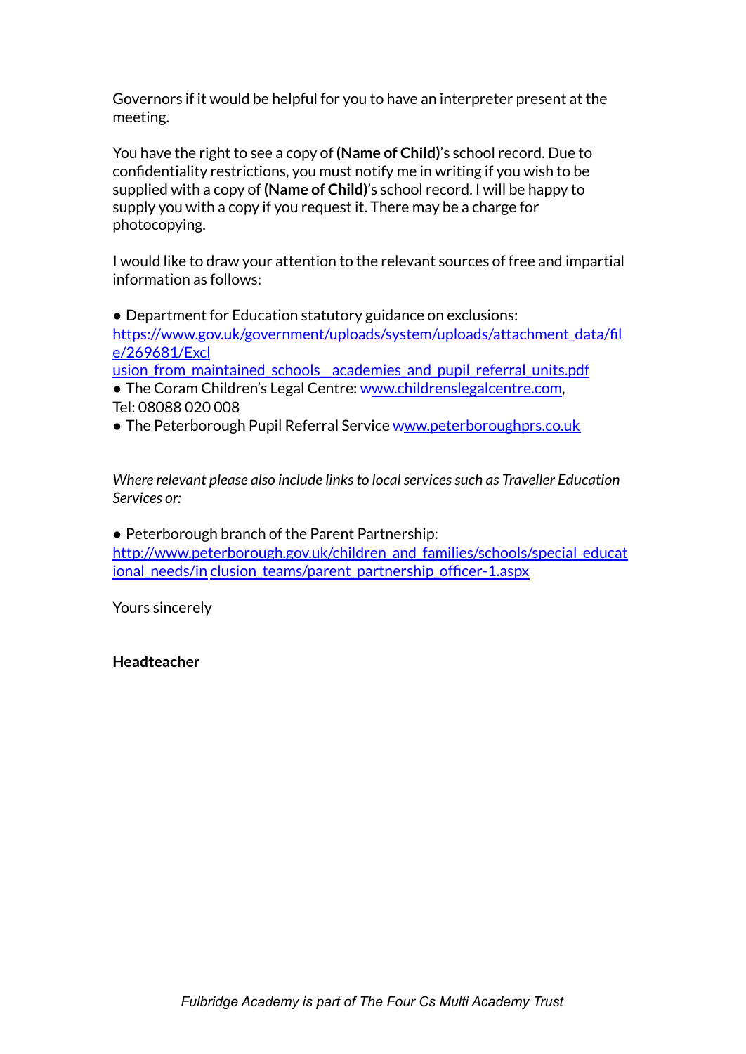Governors if it would be helpful for you to have an interpreter present at the meeting.

You have the right to see a copy of **(Name of Child)**'s school record. Due to confidentiality restrictions, you must notify me in writing if you wish to be supplied with a copy of **(Name of Child)**'s school record. I will be happy to supply you with a copy if you request it. There may be a charge for photocopying.

I would like to draw your attention to the relevant sources of free and impartial information as follows:

- Department for Education statutory guidance on exclusions: https://www.gov.uk/government/uploads/system/uploads/attachment_data/file/269681/Exclusion_from_maintained_schools__academies_and_pupil_referral_units.pdf
- The Coram Children's Legal Centre: www.childrenslegalcentre.com, Tel: 08088 020 008
- The Peterborough Pupil Referral Service www.peterboroughprs.co.uk

*Where relevant please also include links to local services such as Traveller Education Services or:*

- Peterborough branch of the Parent Partnership: http://www.peterborough.gov.uk/children_and_families/schools/special_educational_needs/inclusion_teams/parent_partnership_officer-1.aspx

Yours sincerely

**Headteacher**

*Fulbridge Academy is part of The Four Cs Multi Academy Trust*